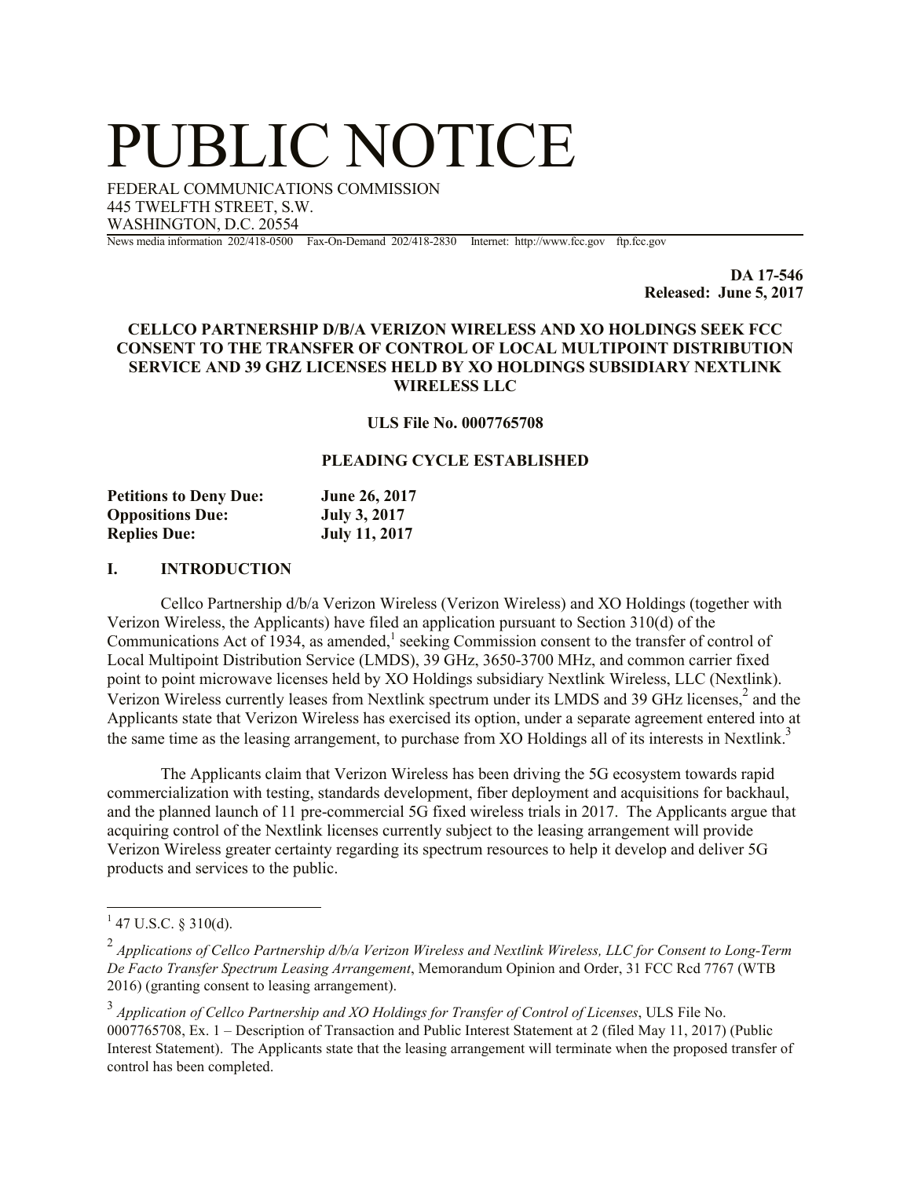# PUBLIC NOTICE

FEDERAL COMMUNICATIONS COMMISSION
445 TWELFTH STREET, S.W.
WASHINGTON, D.C. 20554

News media information 202/418-0500 Fax-On-Demand 202/418-2830 Internet: http://www.fcc.gov ftp.fcc.gov

**DA 17-546**
**Released: June 5, 2017**

**CELLCO PARTNERSHIP D/B/A VERIZON WIRELESS AND XO HOLDINGS SEEK FCC CONSENT TO THE TRANSFER OF CONTROL OF LOCAL MULTIPOINT DISTRIBUTION SERVICE AND 39 GHZ LICENSES HELD BY XO HOLDINGS SUBSIDIARY NEXTLINK WIRELESS LLC**

**ULS File No. 0007765708**

**PLEADING CYCLE ESTABLISHED**

| | |
|---|---|
| **Petitions to Deny Due:** | **June 26, 2017** |
| **Oppositions Due:** | **July 3, 2017** |
| **Replies Due:** | **July 11, 2017** |

## I. INTRODUCTION

Cellco Partnership d/b/a Verizon Wireless (Verizon Wireless) and XO Holdings (together with Verizon Wireless, the Applicants) have filed an application pursuant to Section 310(d) of the Communications Act of 1934, as amended,[1] seeking Commission consent to the transfer of control of Local Multipoint Distribution Service (LMDS), 39 GHz, 3650-3700 MHz, and common carrier fixed point to point microwave licenses held by XO Holdings subsidiary Nextlink Wireless, LLC (Nextlink). Verizon Wireless currently leases from Nextlink spectrum under its LMDS and 39 GHz licenses,[2] and the Applicants state that Verizon Wireless has exercised its option, under a separate agreement entered into at the same time as the leasing arrangement, to purchase from XO Holdings all of its interests in Nextlink.[3]

The Applicants claim that Verizon Wireless has been driving the 5G ecosystem towards rapid commercialization with testing, standards development, fiber deployment and acquisitions for backhaul, and the planned launch of 11 pre-commercial 5G fixed wireless trials in 2017. The Applicants argue that acquiring control of the Nextlink licenses currently subject to the leasing arrangement will provide Verizon Wireless greater certainty regarding its spectrum resources to help it develop and deliver 5G products and services to the public.

---

[1] 47 U.S.C. § 310(d).

[2] *Applications of Cellco Partnership d/b/a Verizon Wireless and Nextlink Wireless, LLC for Consent to Long-Term De Facto Transfer Spectrum Leasing Arrangement*, Memorandum Opinion and Order, 31 FCC Rcd 7767 (WTB 2016) (granting consent to leasing arrangement).

[3] *Application of Cellco Partnership and XO Holdings for Transfer of Control of Licenses*, ULS File No. 0007765708, Ex. 1 – Description of Transaction and Public Interest Statement at 2 (filed May 11, 2017) (Public Interest Statement). The Applicants state that the leasing arrangement will terminate when the proposed transfer of control has been completed.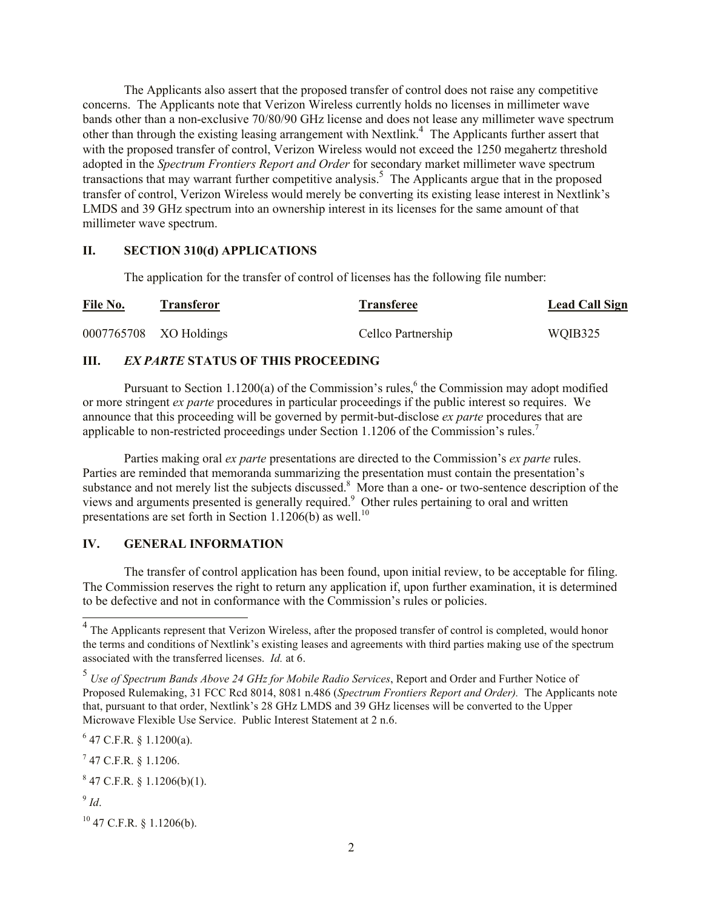The Applicants also assert that the proposed transfer of control does not raise any competitive concerns. The Applicants note that Verizon Wireless currently holds no licenses in millimeter wave bands other than a non-exclusive 70/80/90 GHz license and does not lease any millimeter wave spectrum other than through the existing leasing arrangement with Nextlink.[4] The Applicants further assert that with the proposed transfer of control, Verizon Wireless would not exceed the 1250 megahertz threshold adopted in the *Spectrum Frontiers Report and Order* for secondary market millimeter wave spectrum transactions that may warrant further competitive analysis.[5] The Applicants argue that in the proposed transfer of control, Verizon Wireless would merely be converting its existing lease interest in Nextlink's LMDS and 39 GHz spectrum into an ownership interest in its licenses for the same amount of that millimeter wave spectrum.

## II. SECTION 310(d) APPLICATIONS

The application for the transfer of control of licenses has the following file number:

| File No. | Transferor | Transferee | Lead Call Sign |
|---|---|---|---|
| 0007765708 | XO Holdings | Cellco Partnership | WQIB325 |

## III. *EX PARTE* STATUS OF THIS PROCEEDING

Pursuant to Section 1.1200(a) of the Commission's rules,[6] the Commission may adopt modified or more stringent *ex parte* procedures in particular proceedings if the public interest so requires. We announce that this proceeding will be governed by permit-but-disclose *ex parte* procedures that are applicable to non-restricted proceedings under Section 1.1206 of the Commission's rules.[7]

Parties making oral *ex parte* presentations are directed to the Commission's *ex parte* rules. Parties are reminded that memoranda summarizing the presentation must contain the presentation's substance and not merely list the subjects discussed.[8] More than a one- or two-sentence description of the views and arguments presented is generally required.[9] Other rules pertaining to oral and written presentations are set forth in Section 1.1206(b) as well.[10]

## IV. GENERAL INFORMATION

The transfer of control application has been found, upon initial review, to be acceptable for filing. The Commission reserves the right to return any application if, upon further examination, it is determined to be defective and not in conformance with the Commission's rules or policies.

---

[4] The Applicants represent that Verizon Wireless, after the proposed transfer of control is completed, would honor the terms and conditions of Nextlink's existing leases and agreements with third parties making use of the spectrum associated with the transferred licenses. *Id.* at 6.

[5] *Use of Spectrum Bands Above 24 GHz for Mobile Radio Services*, Report and Order and Further Notice of Proposed Rulemaking, 31 FCC Rcd 8014, 8081 n.486 (*Spectrum Frontiers Report and Order).* The Applicants note that, pursuant to that order, Nextlink's 28 GHz LMDS and 39 GHz licenses will be converted to the Upper Microwave Flexible Use Service. Public Interest Statement at 2 n.6.

[6] 47 C.F.R. § 1.1200(a).

[7] 47 C.F.R. § 1.1206.

[8] 47 C.F.R. § 1.1206(b)(1).

[9] *Id*.

[10] 47 C.F.R. § 1.1206(b).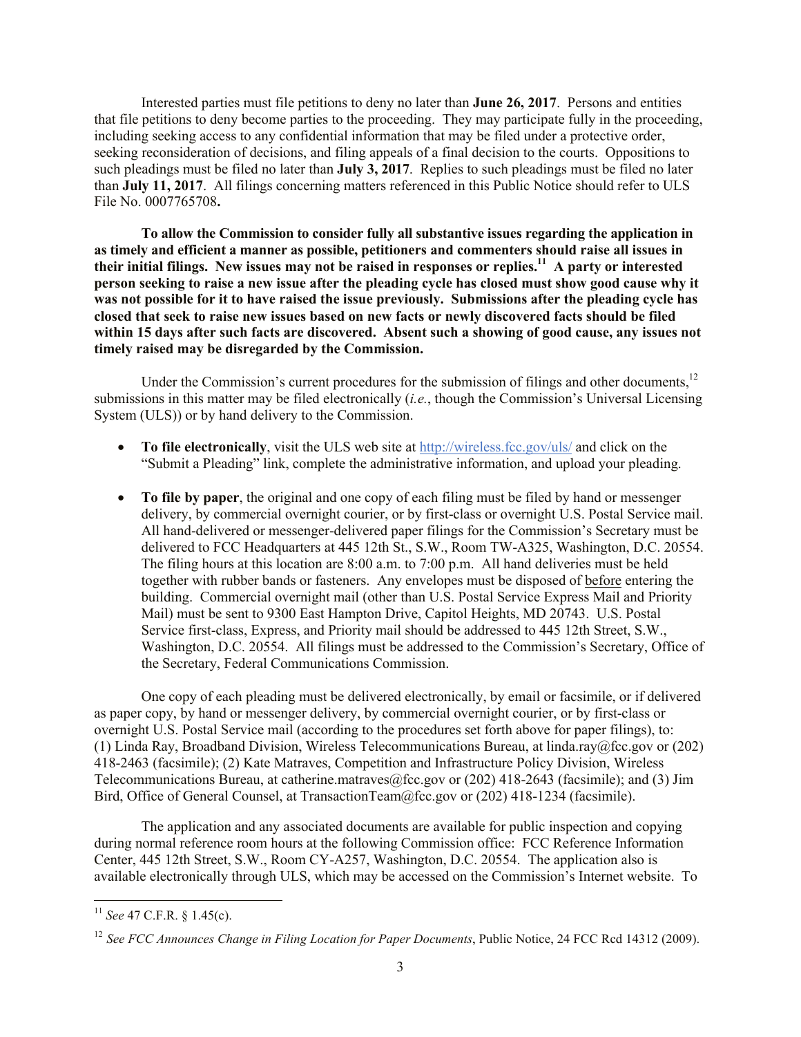Interested parties must file petitions to deny no later than **June 26, 2017**. Persons and entities that file petitions to deny become parties to the proceeding. They may participate fully in the proceeding, including seeking access to any confidential information that may be filed under a protective order, seeking reconsideration of decisions, and filing appeals of a final decision to the courts. Oppositions to such pleadings must be filed no later than **July 3, 2017**. Replies to such pleadings must be filed no later than **July 11, 2017**. All filings concerning matters referenced in this Public Notice should refer to ULS File No. 0007765708**.**

**To allow the Commission to consider fully all substantive issues regarding the application in as timely and efficient a manner as possible, petitioners and commenters should raise all issues in their initial filings. New issues may not be raised in responses or replies.[11] A party or interested person seeking to raise a new issue after the pleading cycle has closed must show good cause why it was not possible for it to have raised the issue previously. Submissions after the pleading cycle has closed that seek to raise new issues based on new facts or newly discovered facts should be filed within 15 days after such facts are discovered. Absent such a showing of good cause, any issues not timely raised may be disregarded by the Commission.**

Under the Commission's current procedures for the submission of filings and other documents,[12] submissions in this matter may be filed electronically (*i.e.*, though the Commission's Universal Licensing System (ULS)) or by hand delivery to the Commission.

- **To file electronically**, visit the ULS web site at http://wireless.fcc.gov/uls/ and click on the "Submit a Pleading" link, complete the administrative information, and upload your pleading.

- **To file by paper**, the original and one copy of each filing must be filed by hand or messenger delivery, by commercial overnight courier, or by first-class or overnight U.S. Postal Service mail. All hand-delivered or messenger-delivered paper filings for the Commission's Secretary must be delivered to FCC Headquarters at 445 12th St., S.W., Room TW-A325, Washington, D.C. 20554. The filing hours at this location are 8:00 a.m. to 7:00 p.m. All hand deliveries must be held together with rubber bands or fasteners. Any envelopes must be disposed of before entering the building. Commercial overnight mail (other than U.S. Postal Service Express Mail and Priority Mail) must be sent to 9300 East Hampton Drive, Capitol Heights, MD 20743. U.S. Postal Service first-class, Express, and Priority mail should be addressed to 445 12th Street, S.W., Washington, D.C. 20554. All filings must be addressed to the Commission's Secretary, Office of the Secretary, Federal Communications Commission.

One copy of each pleading must be delivered electronically, by email or facsimile, or if delivered as paper copy, by hand or messenger delivery, by commercial overnight courier, or by first-class or overnight U.S. Postal Service mail (according to the procedures set forth above for paper filings), to: (1) Linda Ray, Broadband Division, Wireless Telecommunications Bureau, at linda.ray@fcc.gov or (202) 418-2463 (facsimile); (2) Kate Matraves, Competition and Infrastructure Policy Division, Wireless Telecommunications Bureau, at catherine.matraves@fcc.gov or (202) 418-2643 (facsimile); and (3) Jim Bird, Office of General Counsel, at TransactionTeam@fcc.gov or (202) 418-1234 (facsimile).

The application and any associated documents are available for public inspection and copying during normal reference room hours at the following Commission office: FCC Reference Information Center, 445 12th Street, S.W., Room CY-A257, Washington, D.C. 20554. The application also is available electronically through ULS, which may be accessed on the Commission's Internet website. To

---

[11] *See* 47 C.F.R. § 1.45(c).

[12] *See FCC Announces Change in Filing Location for Paper Documents*, Public Notice, 24 FCC Rcd 14312 (2009).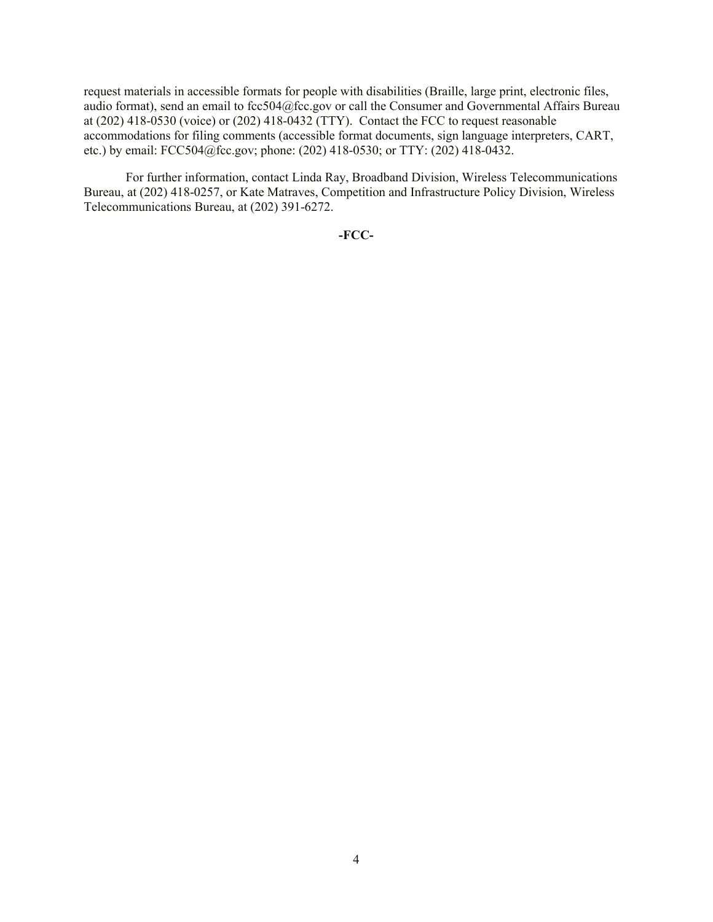request materials in accessible formats for people with disabilities (Braille, large print, electronic files, audio format), send an email to fcc504@fcc.gov or call the Consumer and Governmental Affairs Bureau at (202) 418-0530 (voice) or (202) 418-0432 (TTY). Contact the FCC to request reasonable accommodations for filing comments (accessible format documents, sign language interpreters, CART, etc.) by email: FCC504@fcc.gov; phone: (202) 418-0530; or TTY: (202) 418-0432.

For further information, contact Linda Ray, Broadband Division, Wireless Telecommunications Bureau, at (202) 418-0257, or Kate Matraves, Competition and Infrastructure Policy Division, Wireless Telecommunications Bureau, at (202) 391-6272.

**-FCC-**